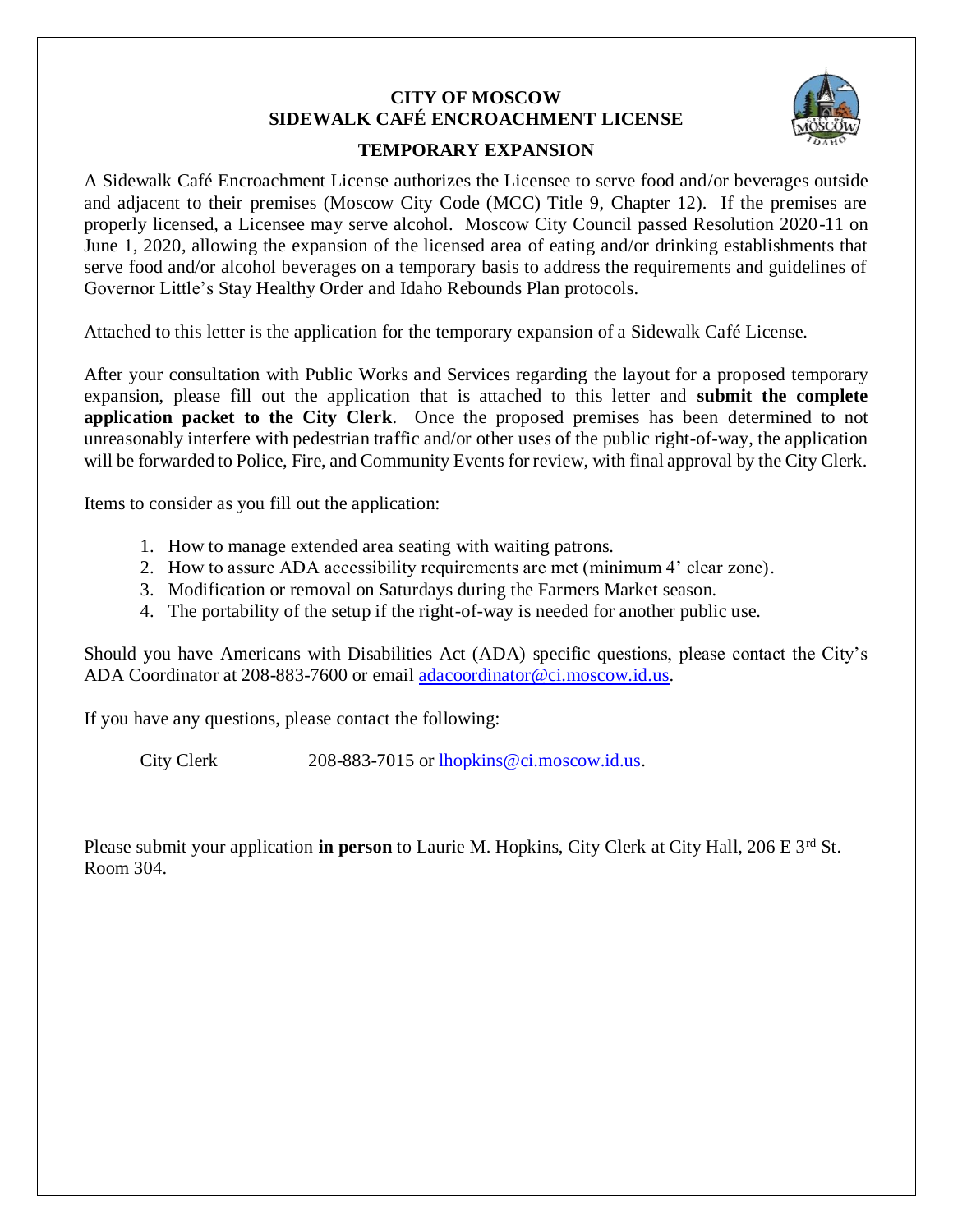# CITY OF MOSCOW
# SIDEWALK CAFÉ ENCROACHMENT LICENSE

## TEMPORARY EXPANSION

A Sidewalk Café Encroachment License authorizes the Licensee to serve food and/or beverages outside and adjacent to their premises (Moscow City Code (MCC) Title 9, Chapter 12). If the premises are properly licensed, a Licensee may serve alcohol. Moscow City Council passed Resolution 2020-11 on June 1, 2020, allowing the expansion of the licensed area of eating and/or drinking establishments that serve food and/or alcohol beverages on a temporary basis to address the requirements and guidelines of Governor Little's Stay Healthy Order and Idaho Rebounds Plan protocols.

Attached to this letter is the application for the temporary expansion of a Sidewalk Café License.

After your consultation with Public Works and Services regarding the layout for a proposed temporary expansion, please fill out the application that is attached to this letter and **submit the complete application packet to the City Clerk**. Once the proposed premises has been determined to not unreasonably interfere with pedestrian traffic and/or other uses of the public right-of-way, the application will be forwarded to Police, Fire, and Community Events for review, with final approval by the City Clerk.

Items to consider as you fill out the application:

1. How to manage extended area seating with waiting patrons.
2. How to assure ADA accessibility requirements are met (minimum 4' clear zone).
3. Modification or removal on Saturdays during the Farmers Market season.
4. The portability of the setup if the right-of-way is needed for another public use.

Should you have Americans with Disabilities Act (ADA) specific questions, please contact the City's ADA Coordinator at 208-883-7600 or email adacoordinator@ci.moscow.id.us.

If you have any questions, please contact the following:

City Clerk 208-883-7015 or lhopkins@ci.moscow.id.us.

Please submit your application **in person** to Laurie M. Hopkins, City Clerk at City Hall, 206 E 3rd St. Room 304.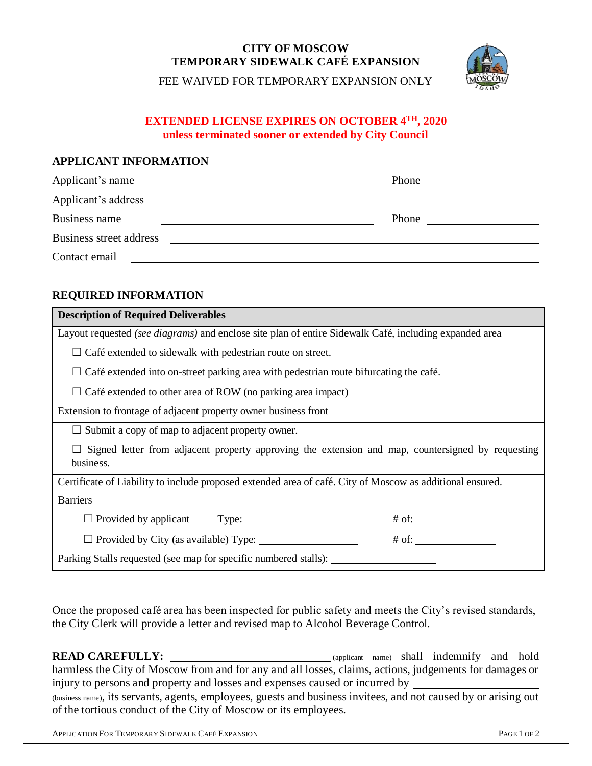**CITY OF MOSCOW**
**TEMPORARY SIDEWALK CAFÉ EXPANSION**

FEE WAIVED FOR TEMPORARY EXPANSION ONLY

**EXTENDED LICENSE EXPIRES ON OCTOBER 4TH, 2020**
**unless terminated sooner or extended by City Council**

## APPLICANT INFORMATION

Applicant's name ______________________ Phone ______________

Applicant's address ______________________________________

Business name ______________________ Phone ______________

Business street address ___________________________________

Contact email ____________________________________________

## REQUIRED INFORMATION

| **Description of Required Deliverables** |
|---|
| Layout requested *(see diagrams)* and enclose site plan of entire Sidewalk Café, including expanded area |
| ☐ Café extended to sidewalk with pedestrian route on street. |
| ☐ Café extended into on-street parking area with pedestrian route bifurcating the café. |
| ☐ Café extended to other area of ROW (no parking area impact) |
| Extension to frontage of adjacent property owner business front |
| ☐ Submit a copy of map to adjacent property owner. |
| ☐ Signed letter from adjacent property approving the extension and map, countersigned by requesting business. |
| Certificate of Liability to include proposed extended area of café. City of Moscow as additional ensured. |
| Barriers |
| ☐ Provided by applicant Type: ______________ # of: ____________ |
| ☐ Provided by City (as available) Type: ______________ # of: ____________ |
| Parking Stalls requested (see map for specific numbered stalls): ______________ |

Once the proposed café area has been inspected for public safety and meets the City's revised standards, the City Clerk will provide a letter and revised map to Alcohol Beverage Control.

**READ CAREFULLY:** ______________________ (applicant name) shall indemnify and hold harmless the City of Moscow from and for any and all losses, claims, actions, judgements for damages or injury to persons and property and losses and expenses caused or incurred by ______________________ (business name), its servants, agents, employees, guests and business invitees, and not caused by or arising out of the tortious conduct of the City of Moscow or its employees.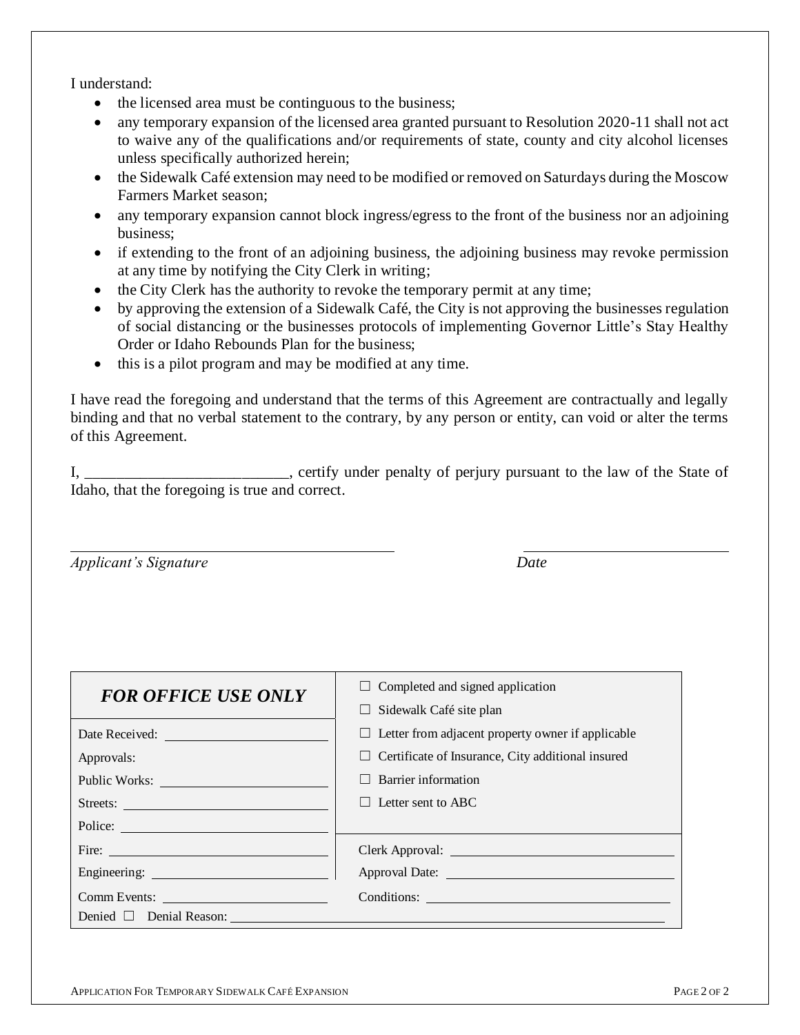I understand:

- the licensed area must be continguous to the business;
- any temporary expansion of the licensed area granted pursuant to Resolution 2020-11 shall not act to waive any of the qualifications and/or requirements of state, county and city alcohol licenses unless specifically authorized herein;
- the Sidewalk Café extension may need to be modified or removed on Saturdays during the Moscow Farmers Market season;
- any temporary expansion cannot block ingress/egress to the front of the business nor an adjoining business;
- if extending to the front of an adjoining business, the adjoining business may revoke permission at any time by notifying the City Clerk in writing;
- the City Clerk has the authority to revoke the temporary permit at any time;
- by approving the extension of a Sidewalk Café, the City is not approving the businesses regulation of social distancing or the businesses protocols of implementing Governor Little's Stay Healthy Order or Idaho Rebounds Plan for the business;
- this is a pilot program and may be modified at any time.

I have read the foregoing and understand that the terms of this Agreement are contractually and legally binding and that no verbal statement to the contrary, by any person or entity, can void or alter the terms of this Agreement.

I, __________________________, certify under penalty of perjury pursuant to the law of the State of Idaho, that the foregoing is true and correct.

___________________________________________ ___________________________

*Applicant's Signature* *Date*

| ***FOR OFFICE USE ONLY*** | ☐ Completed and signed application<br>☐ Sidewalk Café site plan |
|---|---|
| Date Received: ____________ | ☐ Letter from adjacent property owner if applicable |
| Approvals: | ☐ Certificate of Insurance, City additional insured |
| Public Works: ____________ | ☐ Barrier information |
| Streets: ____________ | ☐ Letter sent to ABC |
| Police: ____________ | |
| Fire: ____________ | Clerk Approval: ____________ |
| Engineering: ____________ | Approval Date: ____________ |
| Comm Events: ____________ | Conditions: ____________ |
| Denied ☐ Denial Reason: ____________ | |